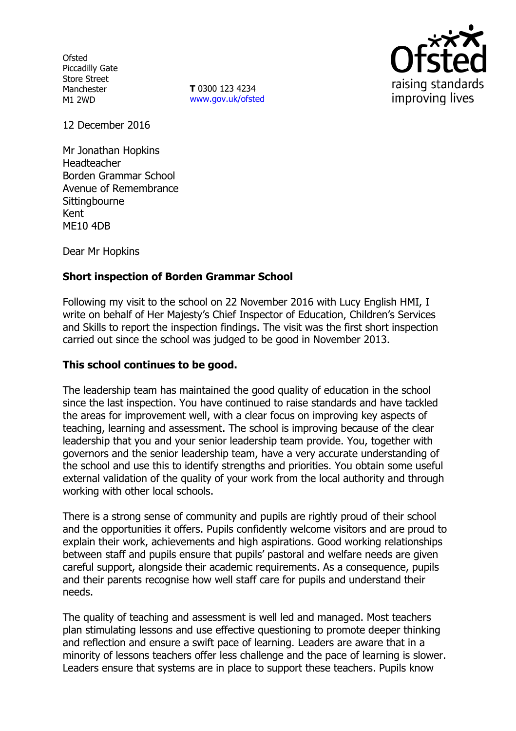Ofsted
Piccadilly Gate
Store Street
Manchester
M1 2WD

**T** 0300 123 4234
www.gov.uk/ofsted

Ofsted
raising standards
improving lives

12 December 2016

Mr Jonathan Hopkins
Headteacher
Borden Grammar School
Avenue of Remembrance
Sittingbourne
Kent
ME10 4DB

Dear Mr Hopkins

**Short inspection of Borden Grammar School**

Following my visit to the school on 22 November 2016 with Lucy English HMI, I write on behalf of Her Majesty's Chief Inspector of Education, Children's Services and Skills to report the inspection findings. The visit was the first short inspection carried out since the school was judged to be good in November 2013.

**This school continues to be good.**

The leadership team has maintained the good quality of education in the school since the last inspection. You have continued to raise standards and have tackled the areas for improvement well, with a clear focus on improving key aspects of teaching, learning and assessment. The school is improving because of the clear leadership that you and your senior leadership team provide. You, together with governors and the senior leadership team, have a very accurate understanding of the school and use this to identify strengths and priorities. You obtain some useful external validation of the quality of your work from the local authority and through working with other local schools.

There is a strong sense of community and pupils are rightly proud of their school and the opportunities it offers. Pupils confidently welcome visitors and are proud to explain their work, achievements and high aspirations. Good working relationships between staff and pupils ensure that pupils' pastoral and welfare needs are given careful support, alongside their academic requirements. As a consequence, pupils and their parents recognise how well staff care for pupils and understand their needs.

The quality of teaching and assessment is well led and managed. Most teachers plan stimulating lessons and use effective questioning to promote deeper thinking and reflection and ensure a swift pace of learning. Leaders are aware that in a minority of lessons teachers offer less challenge and the pace of learning is slower. Leaders ensure that systems are in place to support these teachers. Pupils know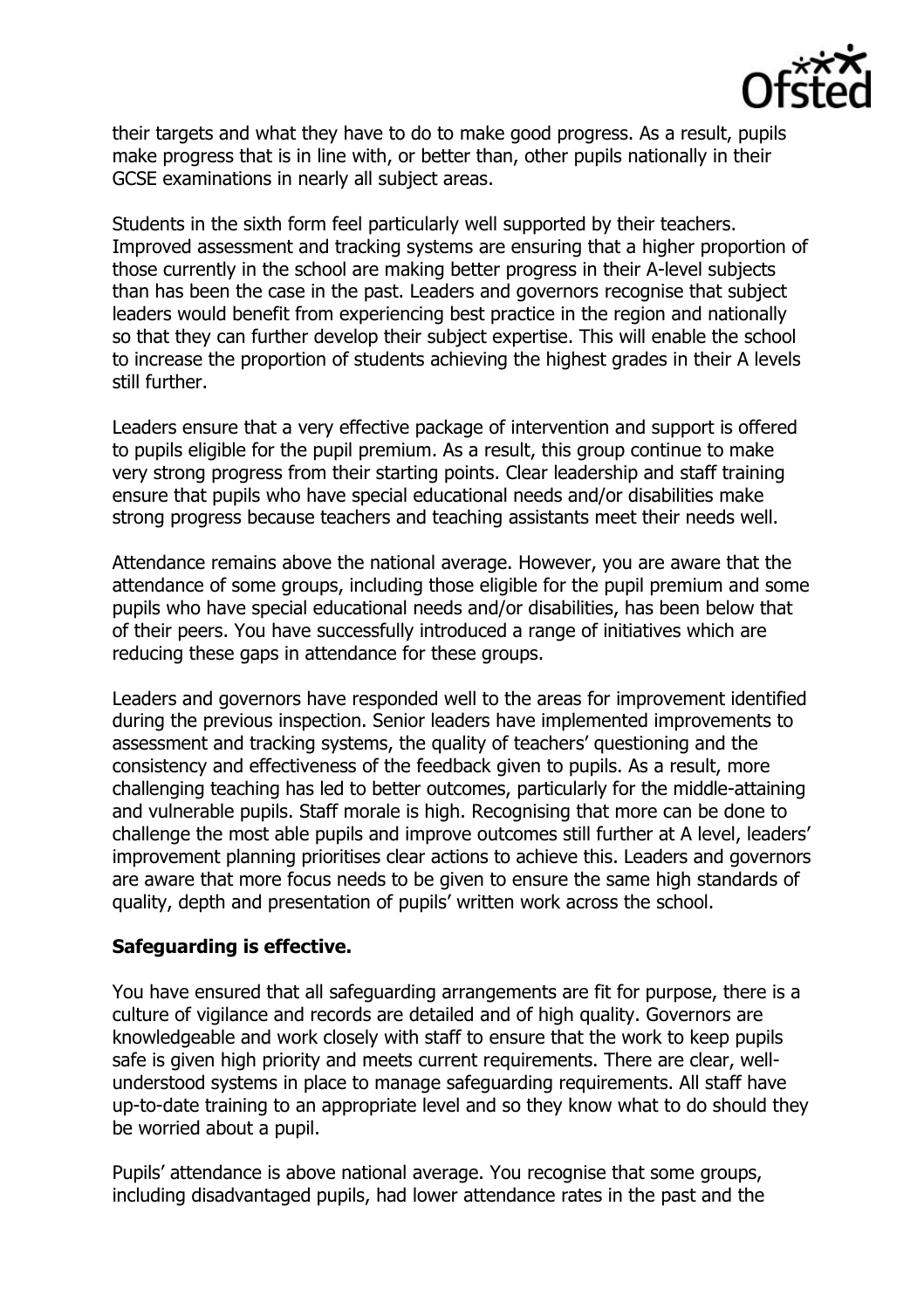their targets and what they have to do to make good progress. As a result, pupils make progress that is in line with, or better than, other pupils nationally in their GCSE examinations in nearly all subject areas.

Students in the sixth form feel particularly well supported by their teachers. Improved assessment and tracking systems are ensuring that a higher proportion of those currently in the school are making better progress in their A-level subjects than has been the case in the past. Leaders and governors recognise that subject leaders would benefit from experiencing best practice in the region and nationally so that they can further develop their subject expertise. This will enable the school to increase the proportion of students achieving the highest grades in their A levels still further.

Leaders ensure that a very effective package of intervention and support is offered to pupils eligible for the pupil premium. As a result, this group continue to make very strong progress from their starting points. Clear leadership and staff training ensure that pupils who have special educational needs and/or disabilities make strong progress because teachers and teaching assistants meet their needs well.

Attendance remains above the national average. However, you are aware that the attendance of some groups, including those eligible for the pupil premium and some pupils who have special educational needs and/or disabilities, has been below that of their peers. You have successfully introduced a range of initiatives which are reducing these gaps in attendance for these groups.

Leaders and governors have responded well to the areas for improvement identified during the previous inspection. Senior leaders have implemented improvements to assessment and tracking systems, the quality of teachers' questioning and the consistency and effectiveness of the feedback given to pupils. As a result, more challenging teaching has led to better outcomes, particularly for the middle-attaining and vulnerable pupils. Staff morale is high. Recognising that more can be done to challenge the most able pupils and improve outcomes still further at A level, leaders' improvement planning prioritises clear actions to achieve this. Leaders and governors are aware that more focus needs to be given to ensure the same high standards of quality, depth and presentation of pupils' written work across the school.

**Safeguarding is effective.**

You have ensured that all safeguarding arrangements are fit for purpose, there is a culture of vigilance and records are detailed and of high quality. Governors are knowledgeable and work closely with staff to ensure that the work to keep pupils safe is given high priority and meets current requirements. There are clear, well-understood systems in place to manage safeguarding requirements. All staff have up-to-date training to an appropriate level and so they know what to do should they be worried about a pupil.

Pupils' attendance is above national average. You recognise that some groups, including disadvantaged pupils, had lower attendance rates in the past and the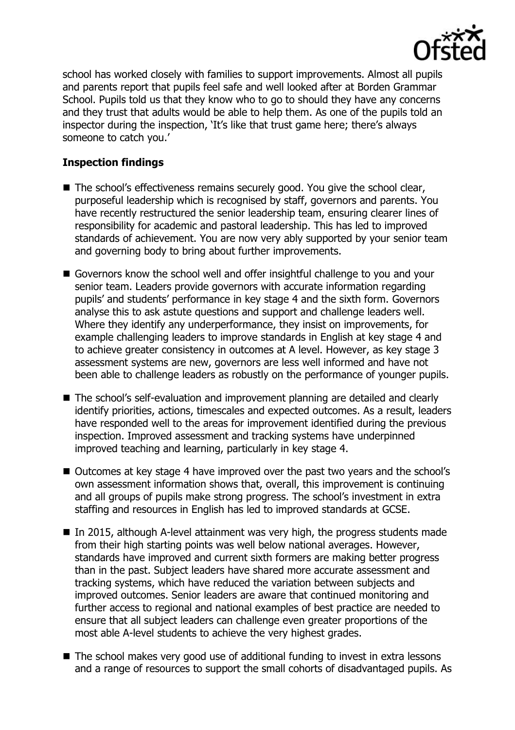school has worked closely with families to support improvements. Almost all pupils and parents report that pupils feel safe and well looked after at Borden Grammar School. Pupils told us that they know who to go to should they have any concerns and they trust that adults would be able to help them. As one of the pupils told an inspector during the inspection, 'It's like that trust game here; there's always someone to catch you.'

**Inspection findings**

- The school's effectiveness remains securely good. You give the school clear, purposeful leadership which is recognised by staff, governors and parents. You have recently restructured the senior leadership team, ensuring clearer lines of responsibility for academic and pastoral leadership. This has led to improved standards of achievement. You are now very ably supported by your senior team and governing body to bring about further improvements.
- Governors know the school well and offer insightful challenge to you and your senior team. Leaders provide governors with accurate information regarding pupils' and students' performance in key stage 4 and the sixth form. Governors analyse this to ask astute questions and support and challenge leaders well. Where they identify any underperformance, they insist on improvements, for example challenging leaders to improve standards in English at key stage 4 and to achieve greater consistency in outcomes at A level. However, as key stage 3 assessment systems are new, governors are less well informed and have not been able to challenge leaders as robustly on the performance of younger pupils.
- The school's self-evaluation and improvement planning are detailed and clearly identify priorities, actions, timescales and expected outcomes. As a result, leaders have responded well to the areas for improvement identified during the previous inspection. Improved assessment and tracking systems have underpinned improved teaching and learning, particularly in key stage 4.
- Outcomes at key stage 4 have improved over the past two years and the school's own assessment information shows that, overall, this improvement is continuing and all groups of pupils make strong progress. The school's investment in extra staffing and resources in English has led to improved standards at GCSE.
- In 2015, although A-level attainment was very high, the progress students made from their high starting points was well below national averages. However, standards have improved and current sixth formers are making better progress than in the past. Subject leaders have shared more accurate assessment and tracking systems, which have reduced the variation between subjects and improved outcomes. Senior leaders are aware that continued monitoring and further access to regional and national examples of best practice are needed to ensure that all subject leaders can challenge even greater proportions of the most able A-level students to achieve the very highest grades.
- The school makes very good use of additional funding to invest in extra lessons and a range of resources to support the small cohorts of disadvantaged pupils. As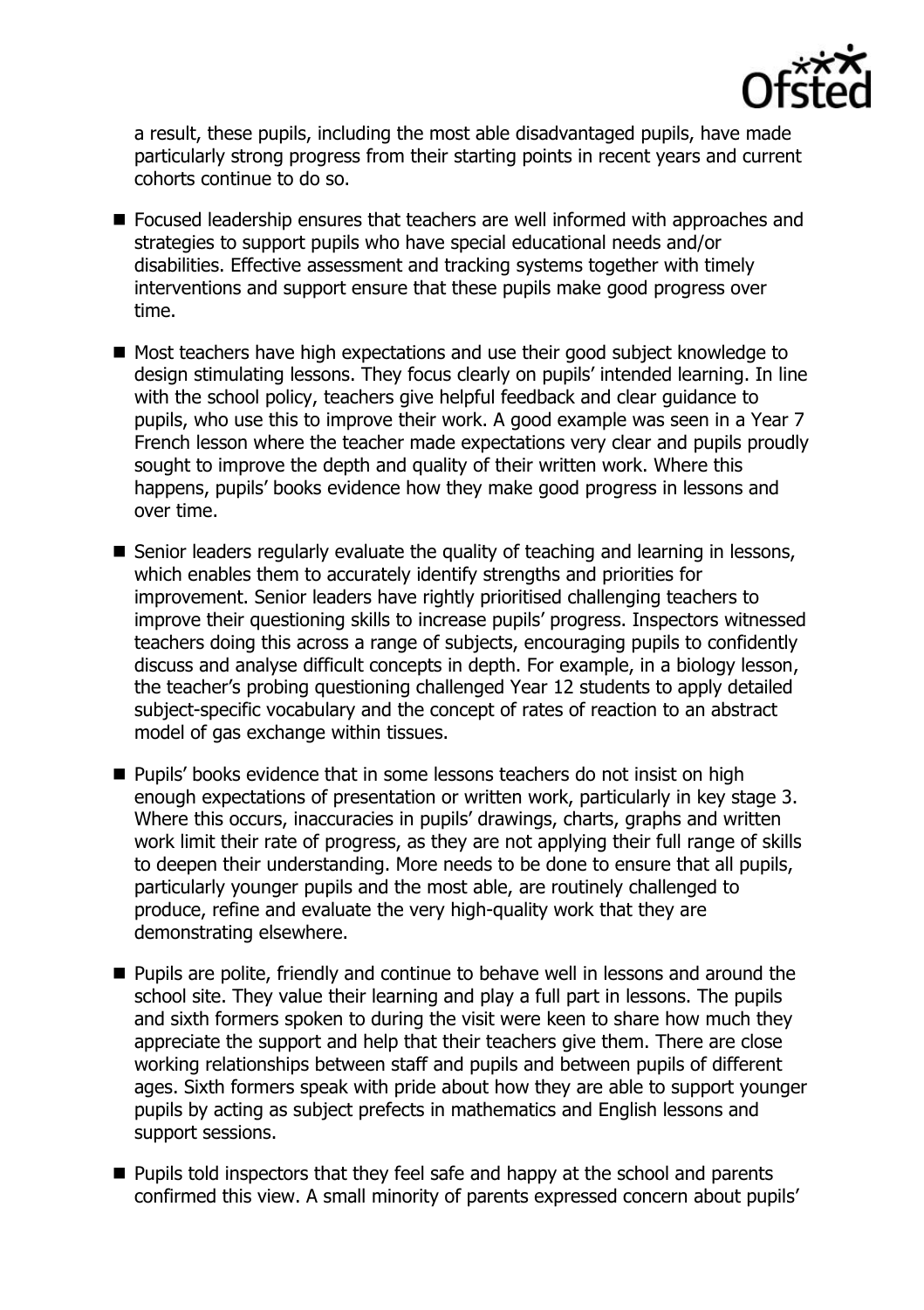a result, these pupils, including the most able disadvantaged pupils, have made particularly strong progress from their starting points in recent years and current cohorts continue to do so.

- Focused leadership ensures that teachers are well informed with approaches and strategies to support pupils who have special educational needs and/or disabilities. Effective assessment and tracking systems together with timely interventions and support ensure that these pupils make good progress over time.
- Most teachers have high expectations and use their good subject knowledge to design stimulating lessons. They focus clearly on pupils' intended learning. In line with the school policy, teachers give helpful feedback and clear guidance to pupils, who use this to improve their work. A good example was seen in a Year 7 French lesson where the teacher made expectations very clear and pupils proudly sought to improve the depth and quality of their written work. Where this happens, pupils' books evidence how they make good progress in lessons and over time.
- Senior leaders regularly evaluate the quality of teaching and learning in lessons, which enables them to accurately identify strengths and priorities for improvement. Senior leaders have rightly prioritised challenging teachers to improve their questioning skills to increase pupils' progress. Inspectors witnessed teachers doing this across a range of subjects, encouraging pupils to confidently discuss and analyse difficult concepts in depth. For example, in a biology lesson, the teacher's probing questioning challenged Year 12 students to apply detailed subject-specific vocabulary and the concept of rates of reaction to an abstract model of gas exchange within tissues.
- Pupils' books evidence that in some lessons teachers do not insist on high enough expectations of presentation or written work, particularly in key stage 3. Where this occurs, inaccuracies in pupils' drawings, charts, graphs and written work limit their rate of progress, as they are not applying their full range of skills to deepen their understanding. More needs to be done to ensure that all pupils, particularly younger pupils and the most able, are routinely challenged to produce, refine and evaluate the very high-quality work that they are demonstrating elsewhere.
- Pupils are polite, friendly and continue to behave well in lessons and around the school site. They value their learning and play a full part in lessons. The pupils and sixth formers spoken to during the visit were keen to share how much they appreciate the support and help that their teachers give them. There are close working relationships between staff and pupils and between pupils of different ages. Sixth formers speak with pride about how they are able to support younger pupils by acting as subject prefects in mathematics and English lessons and support sessions.
- Pupils told inspectors that they feel safe and happy at the school and parents confirmed this view. A small minority of parents expressed concern about pupils'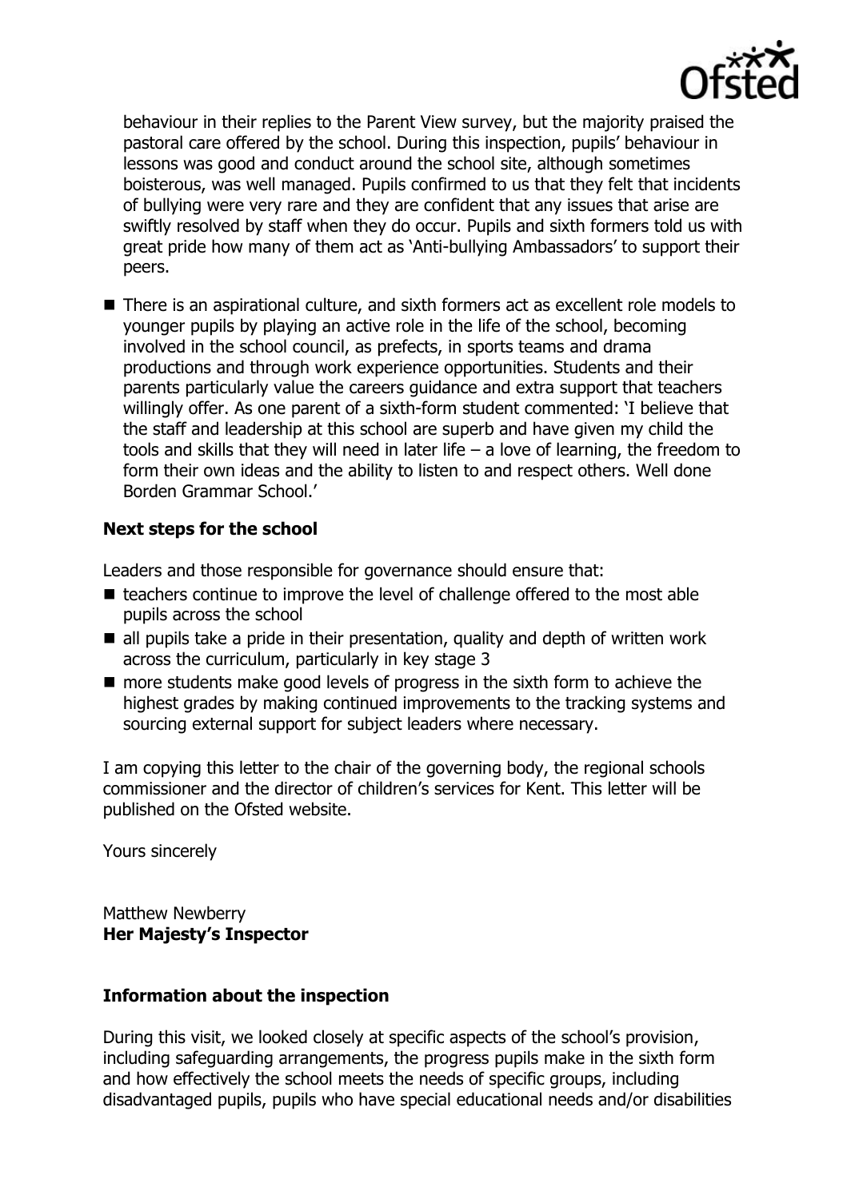behaviour in their replies to the Parent View survey, but the majority praised the pastoral care offered by the school. During this inspection, pupils' behaviour in lessons was good and conduct around the school site, although sometimes boisterous, was well managed. Pupils confirmed to us that they felt that incidents of bullying were very rare and they are confident that any issues that arise are swiftly resolved by staff when they do occur. Pupils and sixth formers told us with great pride how many of them act as 'Anti-bullying Ambassadors' to support their peers.

- There is an aspirational culture, and sixth formers act as excellent role models to younger pupils by playing an active role in the life of the school, becoming involved in the school council, as prefects, in sports teams and drama productions and through work experience opportunities. Students and their parents particularly value the careers guidance and extra support that teachers willingly offer. As one parent of a sixth-form student commented: 'I believe that the staff and leadership at this school are superb and have given my child the tools and skills that they will need in later life – a love of learning, the freedom to form their own ideas and the ability to listen to and respect others. Well done Borden Grammar School.'

## Next steps for the school

Leaders and those responsible for governance should ensure that:

- teachers continue to improve the level of challenge offered to the most able pupils across the school
- all pupils take a pride in their presentation, quality and depth of written work across the curriculum, particularly in key stage 3
- more students make good levels of progress in the sixth form to achieve the highest grades by making continued improvements to the tracking systems and sourcing external support for subject leaders where necessary.

I am copying this letter to the chair of the governing body, the regional schools commissioner and the director of children's services for Kent. This letter will be published on the Ofsted website.

Yours sincerely

Matthew Newberry
**Her Majesty's Inspector**

## Information about the inspection

During this visit, we looked closely at specific aspects of the school's provision, including safeguarding arrangements, the progress pupils make in the sixth form and how effectively the school meets the needs of specific groups, including disadvantaged pupils, pupils who have special educational needs and/or disabilities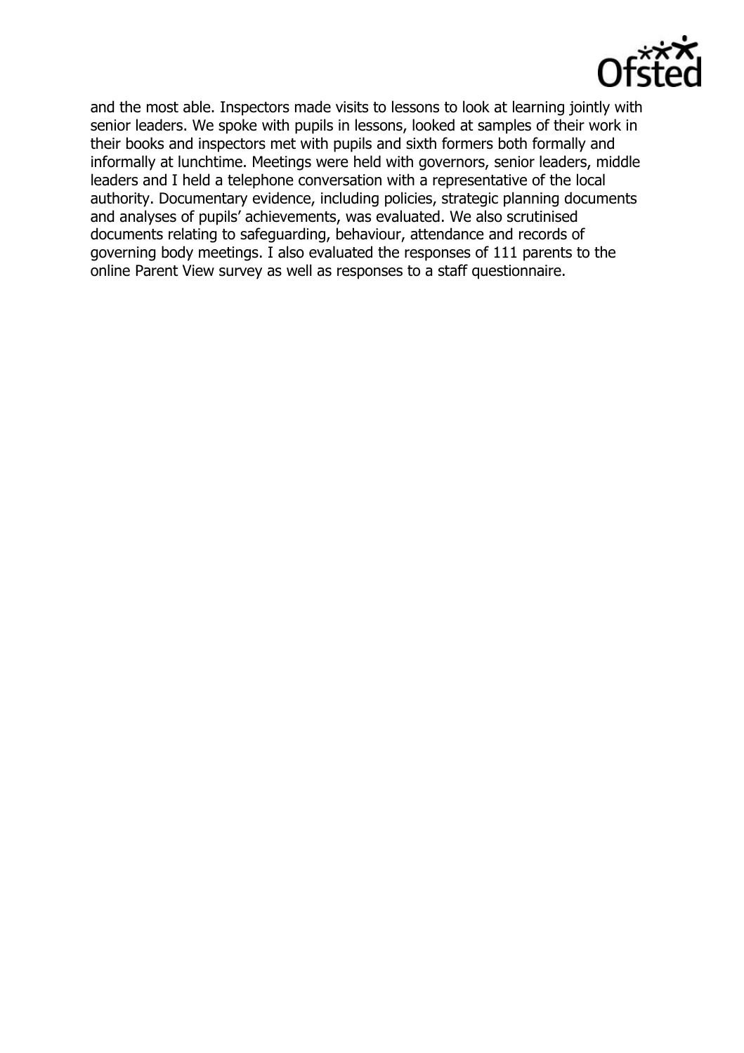and the most able. Inspectors made visits to lessons to look at learning jointly with senior leaders. We spoke with pupils in lessons, looked at samples of their work in their books and inspectors met with pupils and sixth formers both formally and informally at lunchtime. Meetings were held with governors, senior leaders, middle leaders and I held a telephone conversation with a representative of the local authority. Documentary evidence, including policies, strategic planning documents and analyses of pupils' achievements, was evaluated. We also scrutinised documents relating to safeguarding, behaviour, attendance and records of governing body meetings. I also evaluated the responses of 111 parents to the online Parent View survey as well as responses to a staff questionnaire.